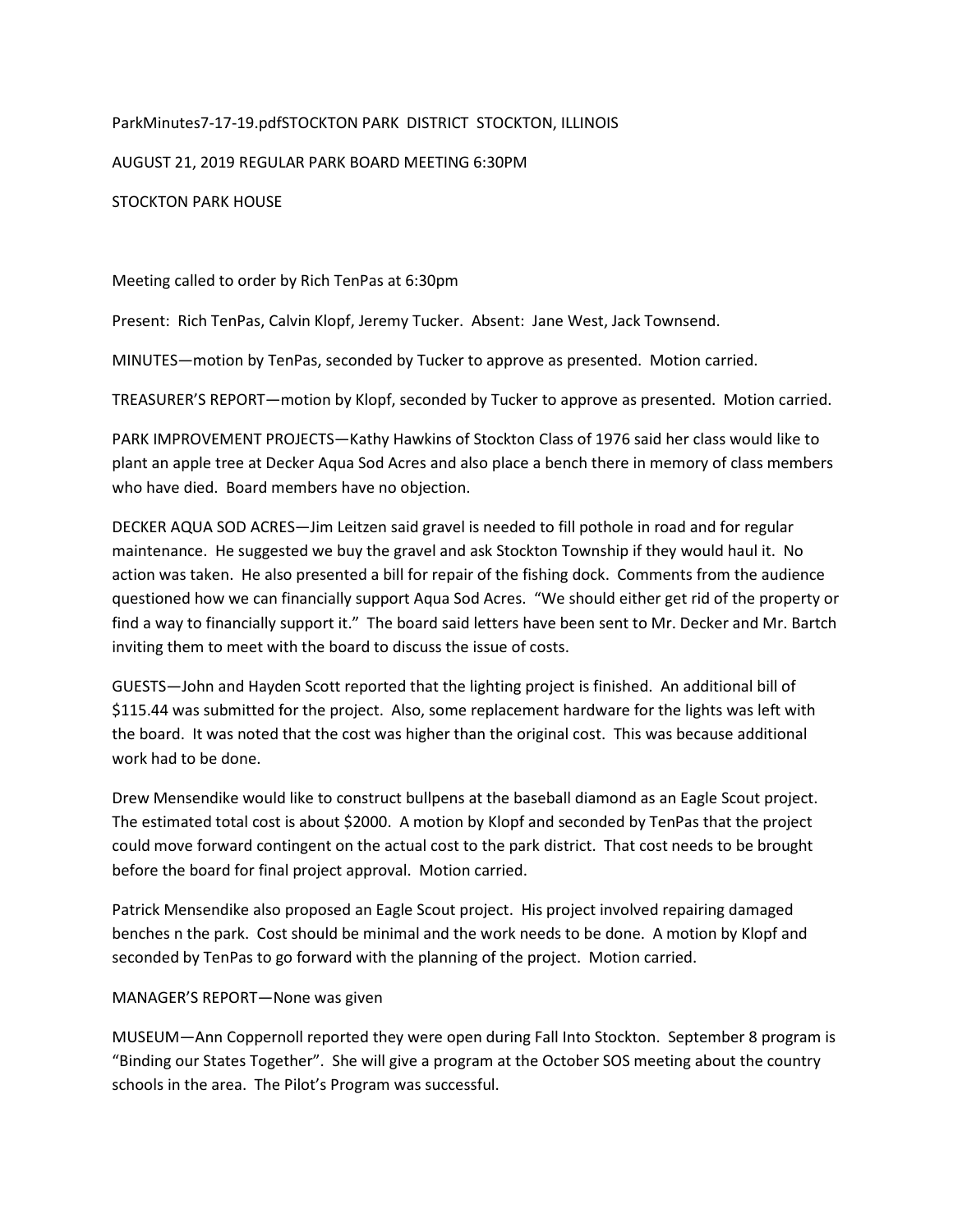ParkMinutes7-17-19.pdfSTOCKTON PARK DISTRICT STOCKTON, ILLINOIS

AUGUST 21, 2019 REGULAR PARK BOARD MEETING 6:30PM

STOCKTON PARK HOUSE

Meeting called to order by Rich TenPas at 6:30pm

Present: Rich TenPas, Calvin Klopf, Jeremy Tucker. Absent: Jane West, Jack Townsend.

MINUTES—motion by TenPas, seconded by Tucker to approve as presented. Motion carried.

TREASURER'S REPORT—motion by Klopf, seconded by Tucker to approve as presented. Motion carried.

PARK IMPROVEMENT PROJECTS—Kathy Hawkins of Stockton Class of 1976 said her class would like to plant an apple tree at Decker Aqua Sod Acres and also place a bench there in memory of class members who have died. Board members have no objection.

DECKER AQUA SOD ACRES—Jim Leitzen said gravel is needed to fill pothole in road and for regular maintenance. He suggested we buy the gravel and ask Stockton Township if they would haul it. No action was taken. He also presented a bill for repair of the fishing dock. Comments from the audience questioned how we can financially support Aqua Sod Acres. "We should either get rid of the property or find a way to financially support it." The board said letters have been sent to Mr. Decker and Mr. Bartch inviting them to meet with the board to discuss the issue of costs.

GUESTS—John and Hayden Scott reported that the lighting project is finished. An additional bill of $115.44 was submitted for the project. Also, some replacement hardware for the lights was left with the board. It was noted that the cost was higher than the original cost. This was because additional work had to be done.

Drew Mensendike would like to construct bullpens at the baseball diamond as an Eagle Scout project. The estimated total cost is about $2000. A motion by Klopf and seconded by TenPas that the project could move forward contingent on the actual cost to the park district. That cost needs to be brought before the board for final project approval. Motion carried.

Patrick Mensendike also proposed an Eagle Scout project. His project involved repairing damaged benches n the park. Cost should be minimal and the work needs to be done. A motion by Klopf and seconded by TenPas to go forward with the planning of the project. Motion carried.

MANAGER'S REPORT—None was given

MUSEUM—Ann Coppernoll reported they were open during Fall Into Stockton. September 8 program is "Binding our States Together". She will give a program at the October SOS meeting about the country schools in the area. The Pilot's Program was successful.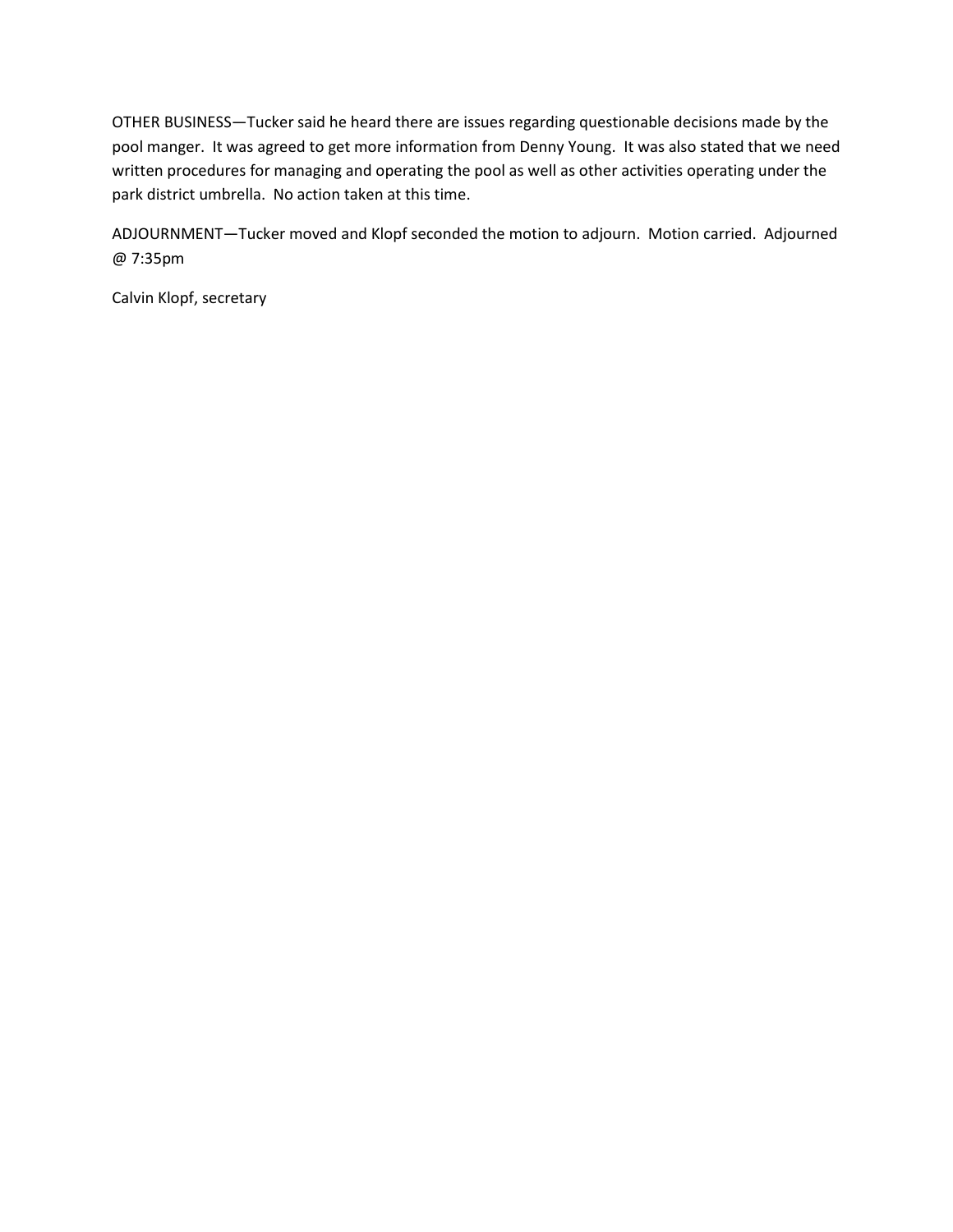OTHER BUSINESS—Tucker said he heard there are issues regarding questionable decisions made by the pool manger. It was agreed to get more information from Denny Young. It was also stated that we need written procedures for managing and operating the pool as well as other activities operating under the park district umbrella. No action taken at this time.

ADJOURNMENT—Tucker moved and Klopf seconded the motion to adjourn. Motion carried. Adjourned @ 7:35pm

Calvin Klopf, secretary